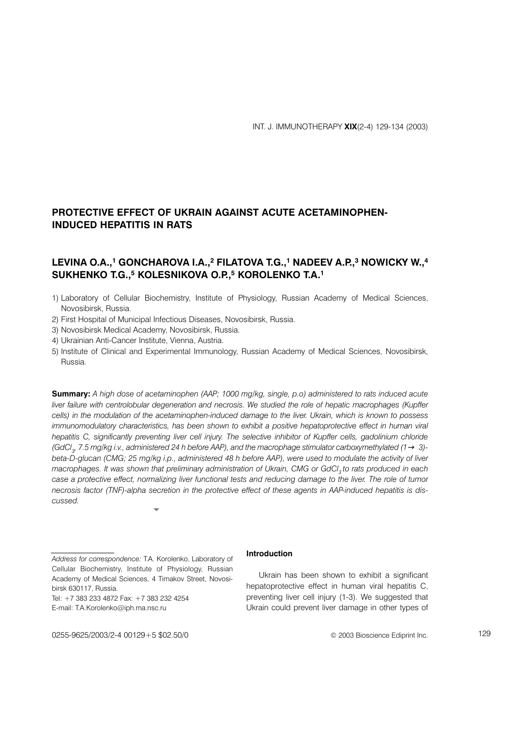# PROTECTIVE EFFECT OF UKRAIN AGAINST ACUTE ACETAMINOPHEN-INDUCED HEPATITIS IN RATS

## LEVINA O.A.,[1] GONCHAROVA I.A.,[2] FILATOVA T.G.,[1] NADEEV A.P.,[3] NOWICKY W.,[4] SUKHENKO T.G.,[5] KOLESNIKOVA O.P.,[5] KOROLENKO T.A.[1]

1) Laboratory of Cellular Biochemistry, Institute of Physiology, Russian Academy of Medical Sciences, Novosibirsk, Russia.
2) First Hospital of Municipal Infectious Diseases, Novosibirsk, Russia.
3) Novosibirsk Medical Academy, Novosibirsk, Russia.
4) Ukrainian Anti-Cancer Institute, Vienna, Austria.
5) Institute of Clinical and Experimental Immunology, Russian Academy of Medical Sciences, Novosibirsk, Russia.

**Summary:** *A high dose of acetaminophen (AAP; 1000 mg/kg, single, p.o) administered to rats induced acute liver failure with centrolobular degeneration and necrosis. We studied the role of hepatic macrophages (Kupffer cells) in the modulation of the acetaminophen-induced damage to the liver. Ukrain, which is known to possess immunomodulatory characteristics, has been shown to exhibit a positive hepatoprotective effect in human viral hepatitis C, significantly preventing liver cell injury. The selective inhibitor of Kupffer cells, gadolinium chloride ($GdCl_3$, 7.5 mg/kg i.v., administered 24 h before AAP), and the macrophage stimulator carboxymethylated (1→ 3)-beta-D-glucan (CMG; 25 mg/kg i.p., administered 48 h before AAP), were used to modulate the activity of liver macrophages. It was shown that preliminary administration of Ukrain, CMG or $GdCl_3$ to rats produced in each case a protective effect, normalizing liver functional tests and reducing damage to the liver. The role of tumor necrosis factor (TNF)-alpha secretion in the protective effect of these agents in AAP-induced hepatitis is discussed.*

*Address for correspondence:* T.A. Korolenko, Laboratory of Cellular Biochemistry, Institute of Physiology, Russian Academy of Medical Sciences, 4 Timakov Street, Novosibirsk 630117, Russia.
Tel: +7 383 233 4872 Fax: +7 383 232 4254
E-mail: T.A.Korolenko@iph.ma.nsc.ru

0255-9625/2003/2-4 00129+5 $02.50/0

© 2003 Bioscience Ediprint Inc.

### Introduction

Ukrain has been shown to exhibit a significant hepatoprotective effect in human viral hepatitis C, preventing liver cell injury (1-3). We suggested that Ukrain could prevent liver damage in other types of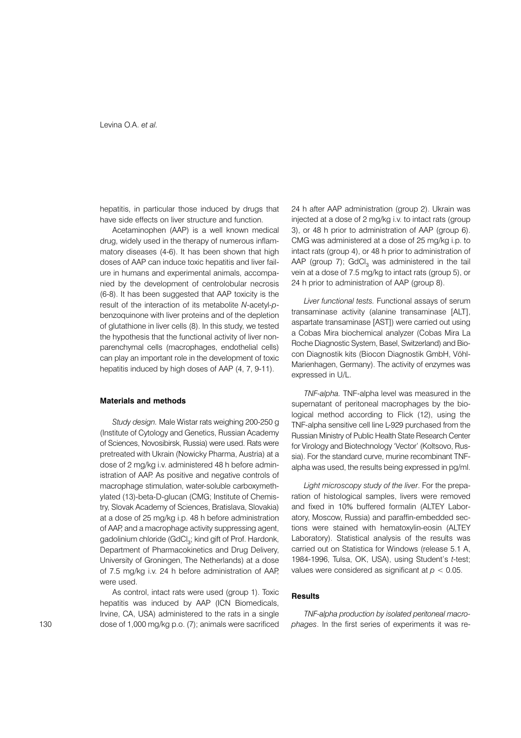hepatitis, in particular those induced by drugs that have side effects on liver structure and function.

Acetaminophen (AAP) is a well known medical drug, widely used in the therapy of numerous inflammatory diseases (4-6). It has been shown that high doses of AAP can induce toxic hepatitis and liver failure in humans and experimental animals, accompanied by the development of centrolobular necrosis (6-8). It has been suggested that AAP toxicity is the result of the interaction of its metabolite *N*-acetyl-*p*-benzoquinone with liver proteins and of the depletion of glutathione in liver cells (8). In this study, we tested the hypothesis that the functional activity of liver non-parenchymal cells (macrophages, endothelial cells) can play an important role in the development of toxic hepatitis induced by high doses of AAP (4, 7, 9-11).

## Materials and methods

*Study design.* Male Wistar rats weighing 200-250 g (Institute of Cytology and Genetics, Russian Academy of Sciences, Novosibirsk, Russia) were used. Rats were pretreated with Ukrain (Nowicky Pharma, Austria) at a dose of 2 mg/kg i.v. administered 48 h before administration of AAP. As positive and negative controls of macrophage stimulation, water-soluble carboxymethylated (13)-beta-D-glucan (CMG; Institute of Chemistry, Slovak Academy of Sciences, Bratislava, Slovakia) at a dose of 25 mg/kg i.p. 48 h before administration of AAP, and a macrophage activity suppressing agent, gadolinium chloride ($GdCl_3$; kind gift of Prof. Hardonk, Department of Pharmacokinetics and Drug Delivery, University of Groningen, The Netherlands) at a dose of 7.5 mg/kg i.v. 24 h before administration of AAP, were used.

As control, intact rats were used (group 1). Toxic hepatitis was induced by AAP (ICN Biomedicals, Irvine, CA, USA) administered to the rats in a single dose of 1,000 mg/kg p.o. (7); animals were sacrificed 24 h after AAP administration (group 2). Ukrain was injected at a dose of 2 mg/kg i.v. to intact rats (group 3), or 48 h prior to administration of AAP (group 6). CMG was administered at a dose of 25 mg/kg i.p. to intact rats (group 4), or 48 h prior to administration of AAP (group 7); $GdCl_3$ was administered in the tail vein at a dose of 7.5 mg/kg to intact rats (group 5), or 24 h prior to administration of AAP (group 8).

*Liver functional tests.* Functional assays of serum transaminase activity (alanine transaminase [ALT], aspartate transaminase [AST]) were carried out using a Cobas Mira biochemical analyzer (Cobas Mira La Roche Diagnostic System, Basel, Switzerland) and Biocon Diagnostik kits (Biocon Diagnostik GmbH, Vöhl-Marienhagen, Germany). The activity of enzymes was expressed in U/L.

*TNF-alpha.* TNF-alpha level was measured in the supernatant of peritoneal macrophages by the biological method according to Flick (12), using the TNF-alpha sensitive cell line L-929 purchased from the Russian Ministry of Public Health State Research Center for Virology and Biotechnology 'Vector' (Koltsovo, Russia). For the standard curve, murine recombinant TNF-alpha was used, the results being expressed in pg/ml.

*Light microscopy study of the liver*. For the preparation of histological samples, livers were removed and fixed in 10% buffered formalin (ALTEY Laboratory, Moscow, Russia) and paraffin-embedded sections were stained with hematoxylin-eosin (ALTEY Laboratory). Statistical analysis of the results was carried out on Statistica for Windows (release 5.1 A, 1984-1996, Tulsa, OK, USA), using Student's *t*-test; values were considered as significant at $p < 0.05$.

## Results

*TNF-alpha production by isolated peritoneal macrophages*. In the first series of experiments it was re-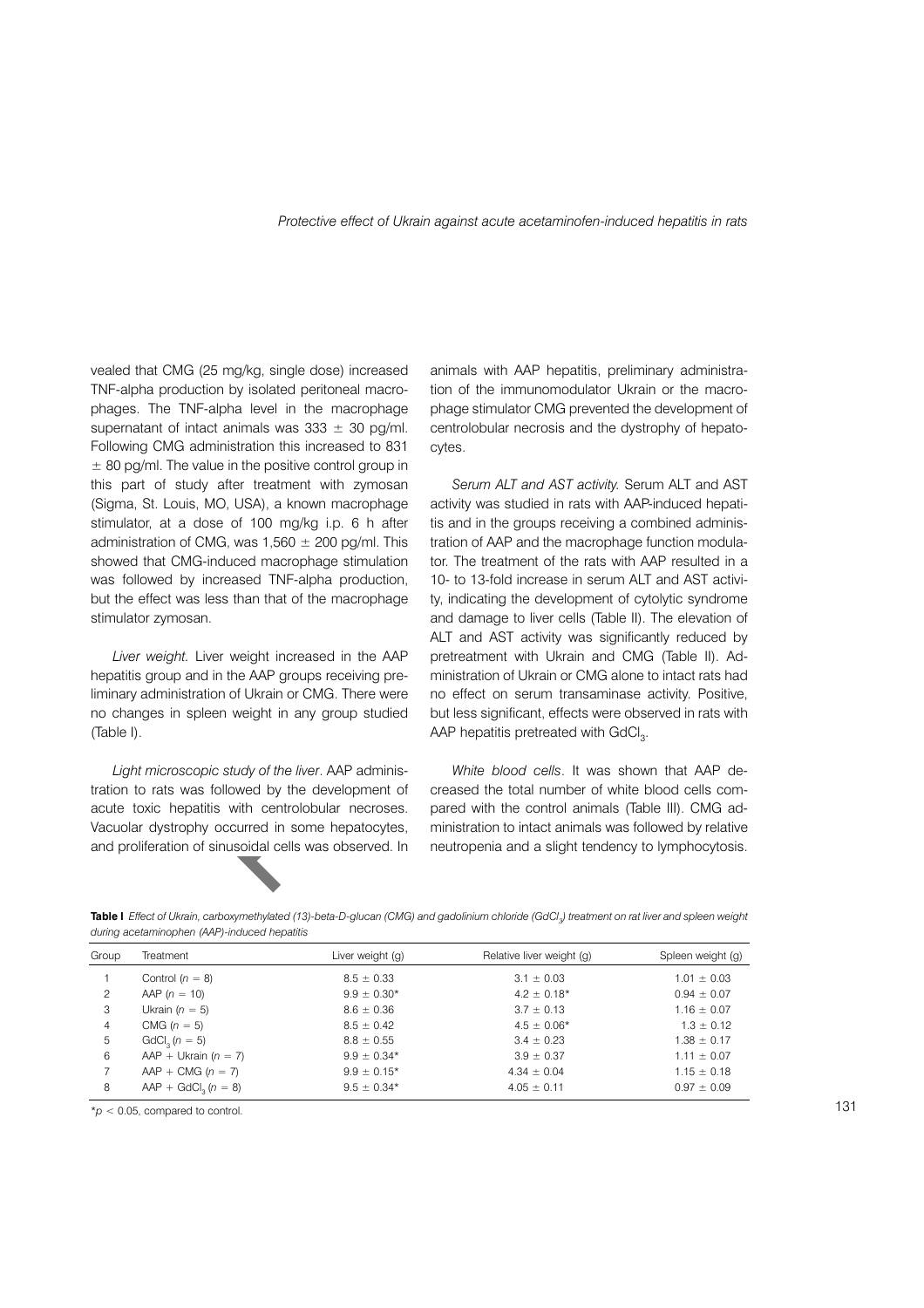vealed that CMG (25 mg/kg, single dose) increased TNF-alpha production by isolated peritoneal macrophages. The TNF-alpha level in the macrophage supernatant of intact animals was 333 ± 30 pg/ml. Following CMG administration this increased to 831 ± 80 pg/ml. The value in the positive control group in this part of study after treatment with zymosan (Sigma, St. Louis, MO, USA), a known macrophage stimulator, at a dose of 100 mg/kg i.p. 6 h after administration of CMG, was 1,560 ± 200 pg/ml. This showed that CMG-induced macrophage stimulation was followed by increased TNF-alpha production, but the effect was less than that of the macrophage stimulator zymosan.

*Liver weight*. Liver weight increased in the AAP hepatitis group and in the AAP groups receiving preliminary administration of Ukrain or CMG. There were no changes in spleen weight in any group studied (Table I).

*Light microscopic study of the liver*. AAP administration to rats was followed by the development of acute toxic hepatitis with centrolobular necroses. Vacuolar dystrophy occurred in some hepatocytes, and proliferation of sinusoidal cells was observed. In animals with AAP hepatitis, preliminary administration of the immunomodulator Ukrain or the macrophage stimulator CMG prevented the development of centrolobular necrosis and the dystrophy of hepatocytes.

*Serum ALT and AST activity*. Serum ALT and AST activity was studied in rats with AAP-induced hepatitis and in the groups receiving a combined administration of AAP and the macrophage function modulator. The treatment of the rats with AAP resulted in a 10- to 13-fold increase in serum ALT and AST activity, indicating the development of cytolytic syndrome and damage to liver cells (Table II). The elevation of ALT and AST activity was significantly reduced by pretreatment with Ukrain and CMG (Table II). Administration of Ukrain or CMG alone to intact rats had no effect on serum transaminase activity. Positive, but less significant, effects were observed in rats with AAP hepatitis pretreated with $GdCl_3$.

*White blood cells*. It was shown that AAP decreased the total number of white blood cells compared with the control animals (Table III). CMG administration to intact animals was followed by relative neutropenia and a slight tendency to lymphocytosis.

**Table I** *Effect of Ukrain, carboxymethylated (13)-beta-D-glucan (CMG) and gadolinium chloride ($GdCl_3$) treatment on rat liver and spleen weight during acetaminophen (AAP)-induced hepatitis*

| Group | Treatment | Liver weight (g) | Relative liver weight (g) | Spleen weight (g) |
|---|---|---|---|---|
| 1 | Control ($n = 8$) | 8.5 ± 0.33 | 3.1 ± 0.03 | 1.01 ± 0.03 |
| 2 | AAP ($n = 10$) | 9.9 ± 0.30* | 4.2 ± 0.18* | 0.94 ± 0.07 |
| 3 | Ukrain ($n = 5$) | 8.6 ± 0.36 | 3.7 ± 0.13 | 1.16 ± 0.07 |
| 4 | CMG ($n = 5$) | 8.5 ± 0.42 | 4.5 ± 0.06* | 1.3 ± 0.12 |
| 5 | $GdCl_3$ ($n = 5$) | 8.8 ± 0.55 | 3.4 ± 0.23 | 1.38 ± 0.17 |
| 6 | AAP + Ukrain ($n = 7$) | 9.9 ± 0.34* | 3.9 ± 0.37 | 1.11 ± 0.07 |
| 7 | AAP + CMG ($n = 7$) | 9.9 ± 0.15* | 4.34 ± 0.04 | 1.15 ± 0.18 |
| 8 | AAP + $GdCl_3$ ($n = 8$) | 9.5 ± 0.34* | 4.05 ± 0.11 | 0.97 ± 0.09 |

*$p < 0.05$, compared to control.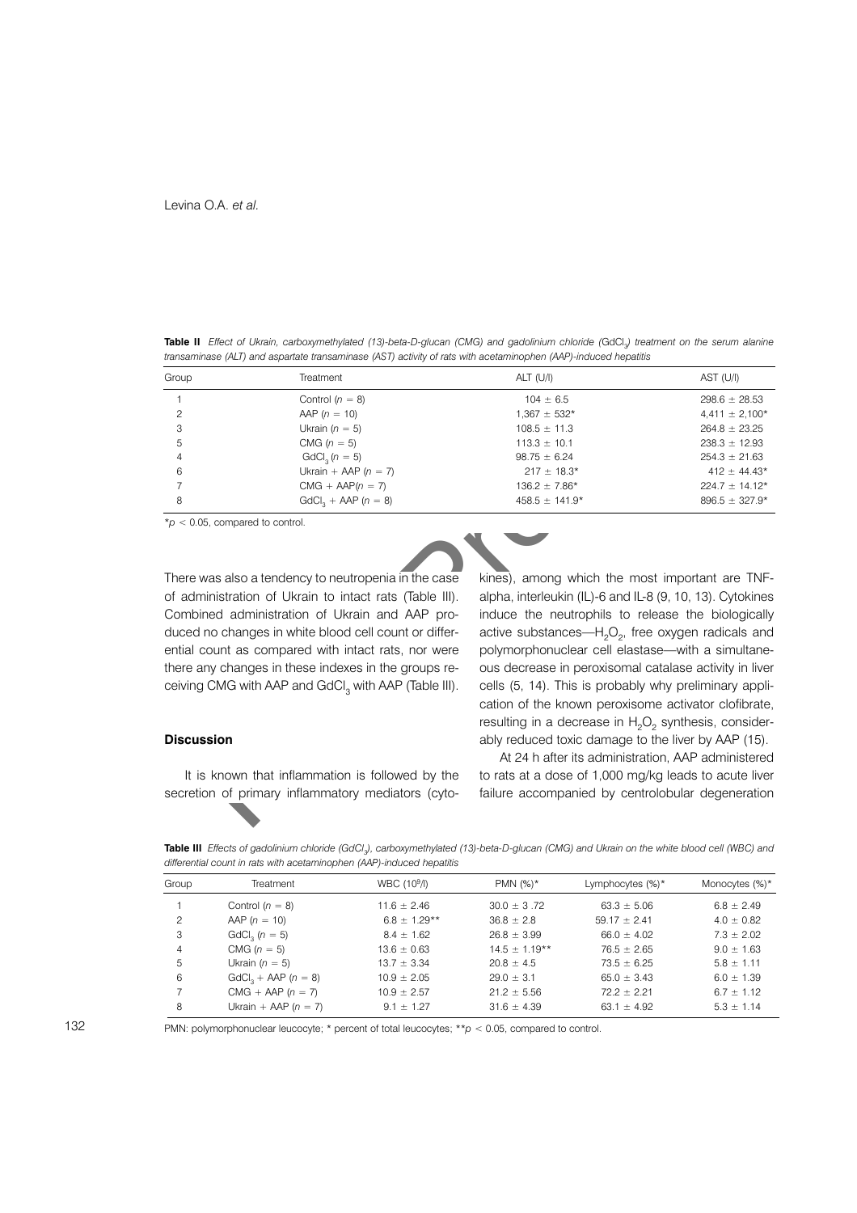**Table II** *Effect of Ukrain, carboxymethylated (13)-beta-D-glucan (CMG) and gadolinium chloride ($GdCl_3$) treatment on the serum alanine transaminase (ALT) and aspartate transaminase (AST) activity of rats with acetaminophen (AAP)-induced hepatitis*

| Group | Treatment | ALT (U/l) | AST (U/l) |
|---|---|---|---|
| 1 | Control ($n = 8$) | 104 ± 6.5 | 298.6 ± 28.53 |
| 2 | AAP ($n = 10$) | 1,367 ± 532* | 4,411 ± 2,100* |
| 3 | Ukrain ($n = 5$) | 108.5 ± 11.3 | 264.8 ± 23.25 |
| 5 | CMG ($n = 5$) | 113.3 ± 10.1 | 238.3 ± 12.93 |
| 4 | $GdCl_3$ ($n = 5$) | 98.75 ± 6.24 | 254.3 ± 21.63 |
| 6 | Ukrain + AAP ($n = 7$) | 217 ± 18.3* | 412 ± 44.43* |
| 7 | CMG + AAP($n = 7$) | 136.2 ± 7.86* | 224.7 ± 14.12* |
| 8 | $GdCl_3$ + AAP ($n = 8$) | 458.5 ± 141.9* | 896.5 ± 327.9* |

*$p < 0.05$, compared to control.

There was also a tendency to neutropenia in the case of administration of Ukrain to intact rats (Table III). Combined administration of Ukrain and AAP produced no changes in white blood cell count or differential count as compared with intact rats, nor were there any changes in these indexes in the groups receiving CMG with AAP and $GdCl_3$ with AAP (Table III).

## Discussion

It is known that inflammation is followed by the secretion of primary inflammatory mediators (cytokines), among which the most important are TNF-alpha, interleukin (IL)-6 and IL-8 (9, 10, 13). Cytokines induce the neutrophils to release the biologically active substances—$H_2O_2$, free oxygen radicals and polymorphonuclear cell elastase—with a simultaneous decrease in peroxisomal catalase activity in liver cells (5, 14). This is probably why preliminary application of the known peroxisome activator clofibrate, resulting in a decrease in $H_2O_2$ synthesis, considerably reduced toxic damage to the liver by AAP (15).

At 24 h after its administration, AAP administered to rats at a dose of 1,000 mg/kg leads to acute liver failure accompanied by centrolobular degeneration

**Table III** *Effects of gadolinium chloride ($GdCl_3$), carboxymethylated (13)-beta-D-glucan (CMG) and Ukrain on the white blood cell (WBC) and differential count in rats with acetaminophen (AAP)-induced hepatitis*

| Group | Treatment | WBC ($10^9$/l) | PMN (%)* | Lymphocytes (%)* | Monocytes (%)* |
|---|---|---|---|---|---|
| 1 | Control ($n = 8$) | 11.6 ± 2.46 | 30.0 ± 3 .72 | 63.3 ± 5.06 | 6.8 ± 2.49 |
| 2 | AAP ($n = 10$) | 6.8 ± 1.29** | 36.8 ± 2.8 | 59.17 ± 2.41 | 4.0 ± 0.82 |
| 3 | $GdCl_3$ ($n = 5$) | 8.4 ± 1.62 | 26.8 ± 3.99 | 66.0 ± 4.02 | 7.3 ± 2.02 |
| 4 | CMG ($n = 5$) | 13.6 ± 0.63 | 14.5 ± 1.19** | 76.5 ± 2.65 | 9.0 ± 1.63 |
| 5 | Ukrain ($n = 5$) | 13.7 ± 3.34 | 20.8 ± 4.5 | 73.5 ± 6.25 | 5.8 ± 1.11 |
| 6 | $GdCl_3$ + AAP ($n = 8$) | 10.9 ± 2.05 | 29.0 ± 3.1 | 65.0 ± 3.43 | 6.0 ± 1.39 |
| 7 | CMG + AAP ($n = 7$) | 10.9 ± 2.57 | 21.2 ± 5.56 | 72.2 ± 2.21 | 6.7 ± 1.12 |
| 8 | Ukrain + AAP ($n = 7$) | 9.1 ± 1.27 | 31.6 ± 4.39 | 63.1 ± 4.92 | 5.3 ± 1.14 |

PMN: polymorphonuclear leucocyte; * percent of total leucocytes; **$p < 0.05$, compared to control.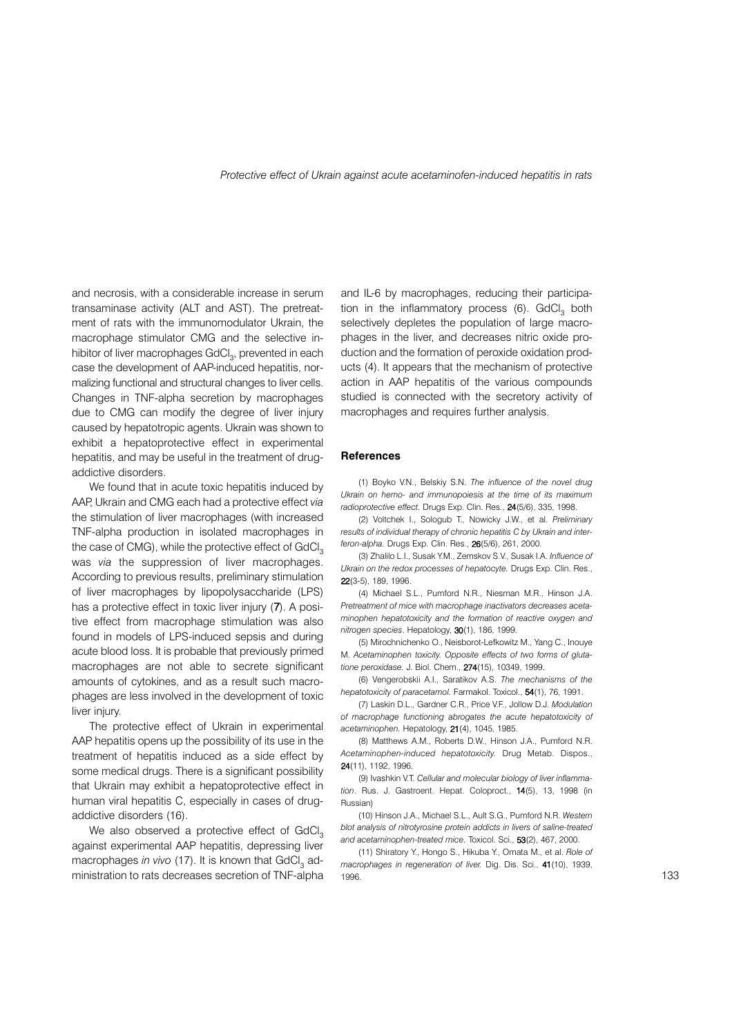and necrosis, with a considerable increase in serum transaminase activity (ALT and AST). The pretreatment of rats with the immunomodulator Ukrain, the macrophage stimulator CMG and the selective inhibitor of liver macrophages $GdCl_3$, prevented in each case the development of AAP-induced hepatitis, normalizing functional and structural changes to liver cells. Changes in TNF-alpha secretion by macrophages due to CMG can modify the degree of liver injury caused by hepatotropic agents. Ukrain was shown to exhibit a hepatoprotective effect in experimental hepatitis, and may be useful in the treatment of drug-addictive disorders.

We found that in acute toxic hepatitis induced by AAP, Ukrain and CMG each had a protective effect *via* the stimulation of liver macrophages (with increased TNF-alpha production in isolated macrophages in the case of CMG), while the protective effect of $GdCl_3$ was *via* the suppression of liver macrophages. According to previous results, preliminary stimulation of liver macrophages by lipopolysaccharide (LPS) has a protective effect in toxic liver injury (**7**). A positive effect from macrophage stimulation was also found in models of LPS-induced sepsis and during acute blood loss. It is probable that previously primed macrophages are not able to secrete significant amounts of cytokines, and as a result such macrophages are less involved in the development of toxic liver injury.

The protective effect of Ukrain in experimental AAP hepatitis opens up the possibility of its use in the treatment of hepatitis induced as a side effect by some medical drugs. There is a significant possibility that Ukrain may exhibit a hepatoprotective effect in human viral hepatitis C, especially in cases of drug-addictive disorders (16).

We also observed a protective effect of $GdCl_3$ against experimental AAP hepatitis, depressing liver macrophages *in vivo* (17). It is known that $GdCl_3$ administration to rats decreases secretion of TNF-alpha and IL-6 by macrophages, reducing their participation in the inflammatory process (6). $GdCl_3$ both selectively depletes the population of large macrophages in the liver, and decreases nitric oxide production and the formation of peroxide oxidation products (4). It appears that the mechanism of protective action in AAP hepatitis of the various compounds studied is connected with the secretory activity of macrophages and requires further analysis.

## References

(1) Boyko V.N., Belskiy S.N. *The influence of the novel drug Ukrain on hemo- and immunopoiesis at the time of its maximum radioprotective effect.* Drugs Exp. Clin. Res., **24**(5/6), 335, 1998.

(2) Voltchek I., Sologub T., Nowicky J.W., et al. *Preliminary results of individual therapy of chronic hepatitis C by Ukrain and interferon-alpha.* Drugs Exp. Clin. Res., **26**(5/6), 261, 2000.

(3) Zhalilo L.I., Susak Y.M., Zemskov S.V., Susak I.A. *Influence of Ukrain on the redox processes of hepatocyte.* Drugs Exp. Clin. Res., **22**(3-5), 189, 1996.

(4) Michael S.L., Pumford N.R., Niesman M.R., Hinson J.A. *Pretreatment of mice with macrophage inactivators decreases acetaminophen hepatotoxicity and the formation of reactive oxygen and nitrogen species*. Hepatology, **30**(1), 186, 1999.

(5) Mirochnichenko O., Neisborot-Lefkowitz M., Yang C., Inouye M. *Acetaminophen toxicity. Opposite effects of two forms of glutatione peroxidase.* J. Biol. Chem., **274**(15), 10349, 1999.

(6) Vengerobskii A.I., Saratikov A.S. *The mechanisms of the hepatotoxicity of paracetamol.* Farmakol. Toxicol., **54**(1), 76, 1991.

(7) Laskin D.L., Gardner C.R., Price V.F., Jollow D.J. *Modulation of macrophage functioning abrogates the acute hepatotoxicity of acetaminophen.* Hepatology, **21**(4), 1045, 1985.

(8) Matthews A.M., Roberts D.W., Hinson J.A., Pumford N.R. *Acetaminophen-induced hepatotoxicity.* Drug Metab. Dispos., **24**(11), 1192, 1996.

(9) Ivashkin V.T. *Cellular and molecular biology of liver inflammation*. Rus. J. Gastroent. Hepat. Coloproct., **14**(5), 13, 1998 (in Russian)

(10) Hinson J.A., Michael S.L., Ault S.G., Pumford N.R. *Western blot analysis of nitrotyrosine protein addicts in livers of saline-treated and acetaminophen-treated mice.* Toxicol. Sci., **53**(2), 467, 2000.

(11) Shiratory Y., Hongo S., Hikuba Y., Omata M., et al. *Role of macrophages in regeneration of liver.* Dig. Dis. Sci., **41**(10), 1939, 1996.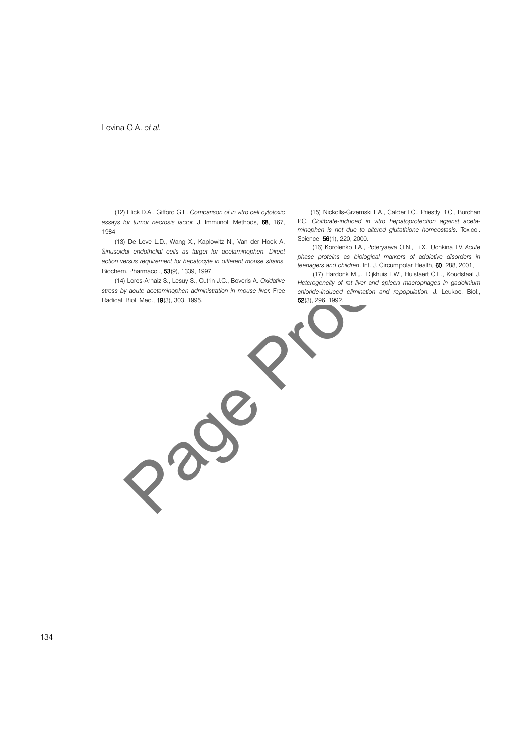(12) Flick D.A., Gifford G.E. *Comparison of in vitro cell cytotoxic assays for tumor necrosis factor.* J. Immunol. Methods, **68**, 167, 1984.

(13) De Leve L.D., Wang X., Kaplowitz N., Van der Hoek A. *Sinusoidal endothelial cells as target for acetaminophen. Direct action versus requirement for hepatocyte in different mouse strains.* Biochem. Pharmacol., **53**(9), 1339, 1997.

(14) Lores-Arnaiz S., Lesuy S., Cutrin J.C., Boveris A. *Oxidative stress by acute acetaminophen administration in mouse liver.* Free Radical. Biol. Med., **19**(3), 303, 1995.

(15) Nickolls-Grzemski F.A., Calder I.C., Priestly B.C., Burchan P.C. *Clofibrate-induced in vitro hepatoprotection against acetaminophen is not due to altered glutathione homeostasis.* Toxicol. Science, **56**(1), 220, 2000.

(16) Korolenko T.A., Poteryaeva O.N., Li X., Uchkina T.V. *Acute phase proteins as biological markers of addictive disorders in teenagers and children*. Int. J. Circumpolar Health, **60**, 288, 2001.

(17) Hardonk M.J., Dijkhuis F.W., Hulstaert C.E., Koudstaal J. *Heterogeneity of rat liver and spleen macrophages in gadolinium chloride-induced elimination and repopulation.* J. Leukoc. Biol., **52**(3), 296, 1992.

Page Proof